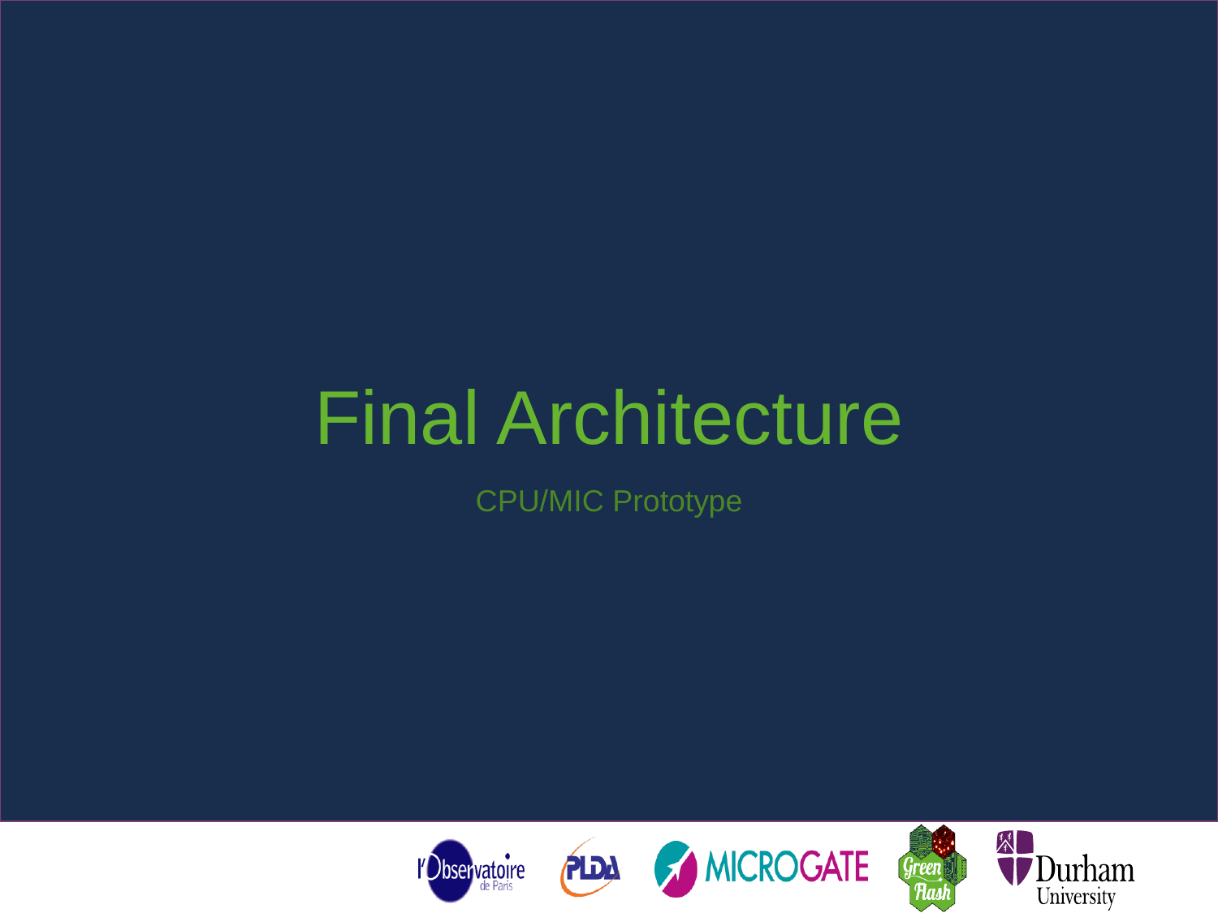# Final Architecture

CPU/MIC Prototype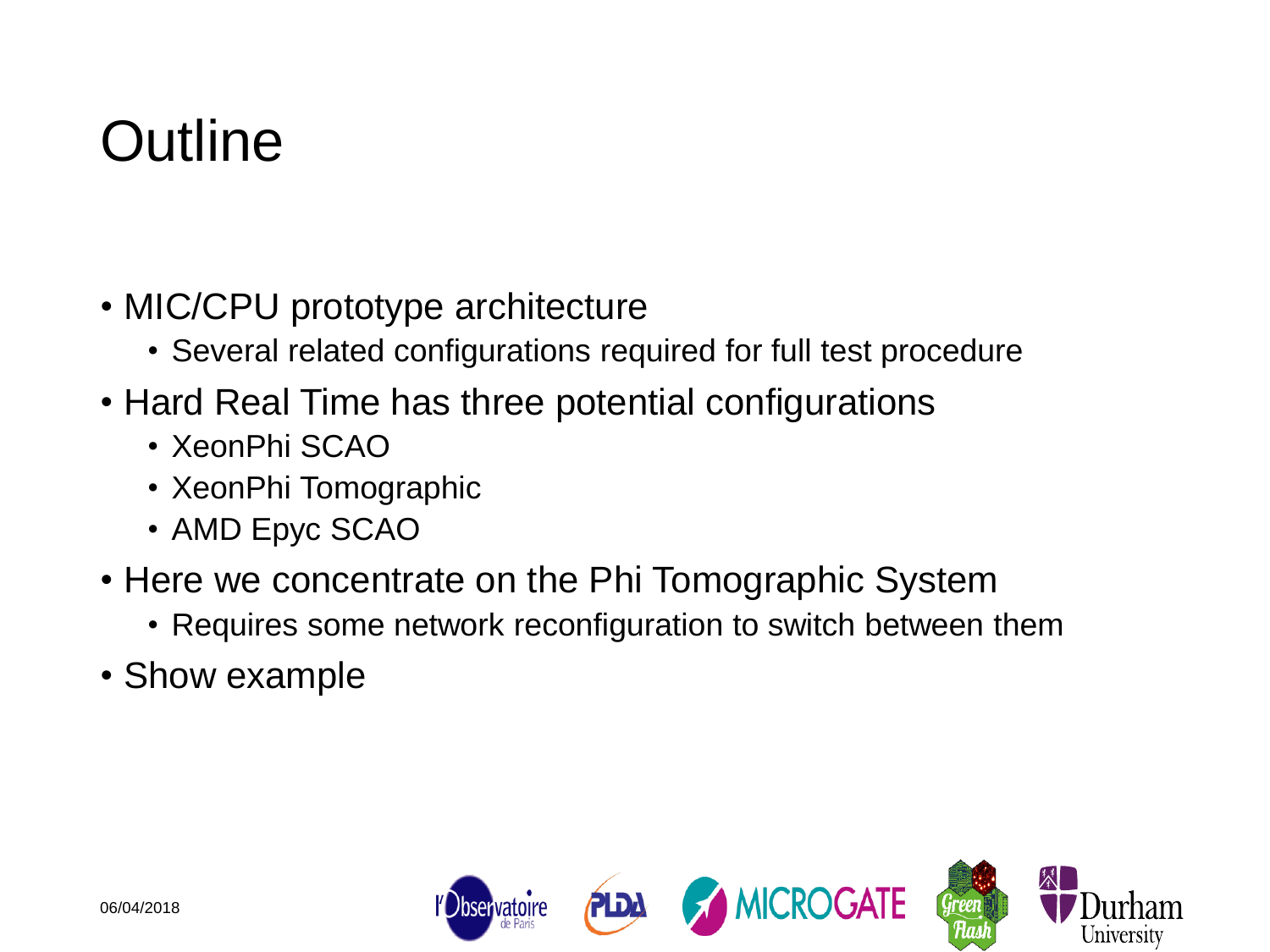# Outline

- MIC/CPU prototype architecture
  - Several related configurations required for full test procedure
- Hard Real Time has three potential configurations
  - XeonPhi SCAO
  - XeonPhi Tomographic
  - AMD Epyc SCAO
- Here we concentrate on the Phi Tomographic System
  - Requires some network reconfiguration to switch between them
- Show example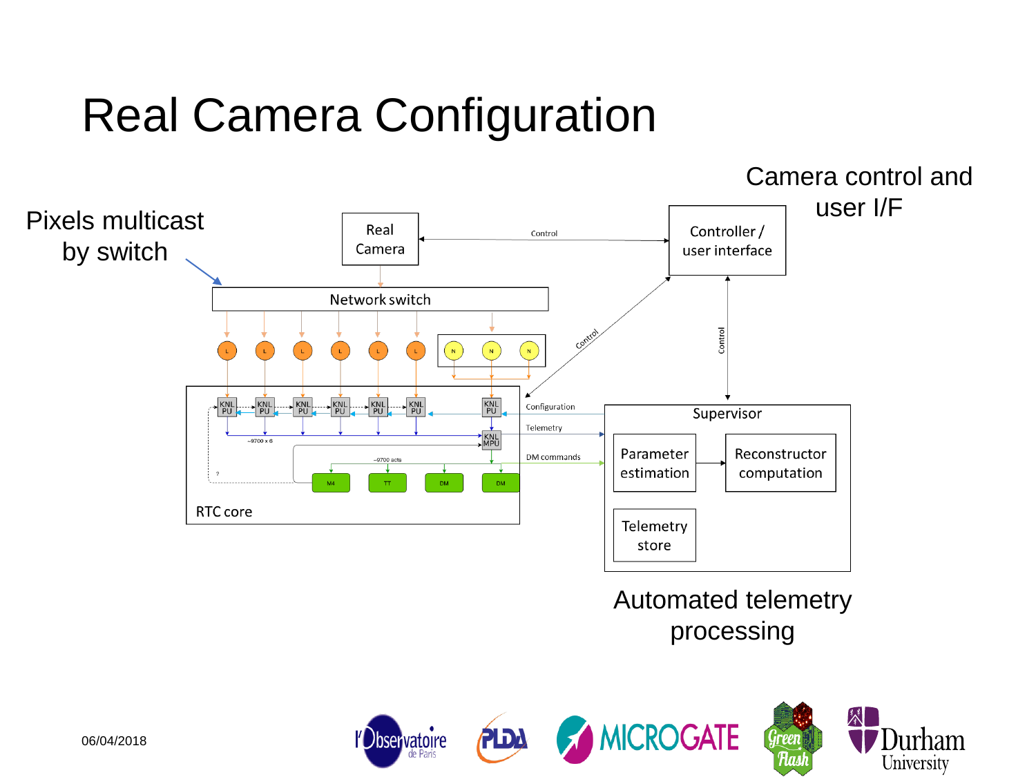# Real Camera Configuration

Pixels multicast by switch

Camera control and user I/F

Real Camera

Control

Controller / user interface

Network switch

Control

Control

KNL PU

KNL PU

KNL PU

KNL PU

KNL PU

KNL PU

KNL PU

Configuration

Telemetry

KNL MPU

~9700 x 6

DM commands

~9700 acts

?

M4

TT

DM

DM

RTC core

Supervisor

Parameter estimation

Reconstructor computation

Telemetry store

Automated telemetry processing

06/04/2018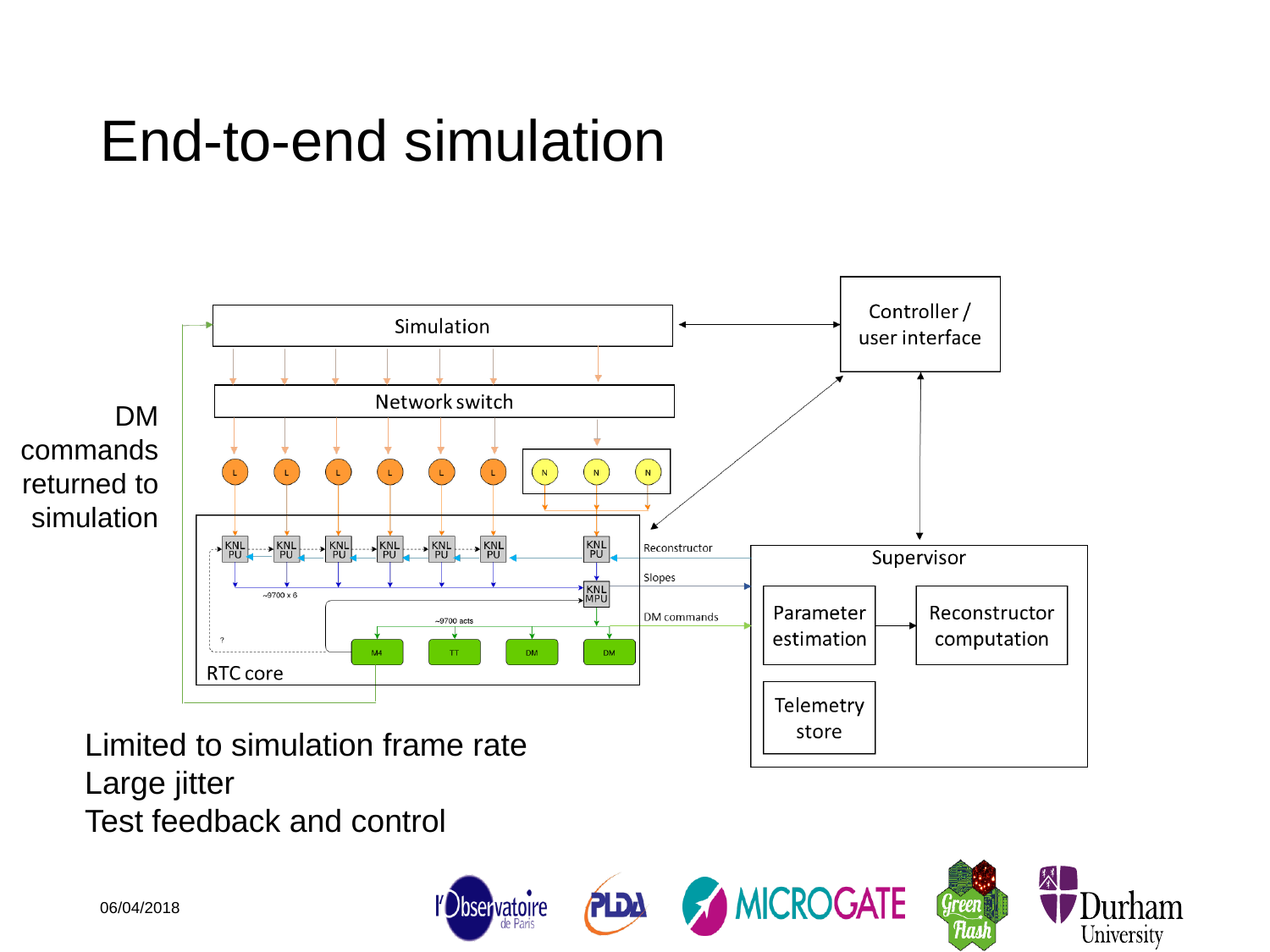# End-to-end simulation

DM commands returned to simulation

Limited to simulation frame rate
Large jitter
Test feedback and control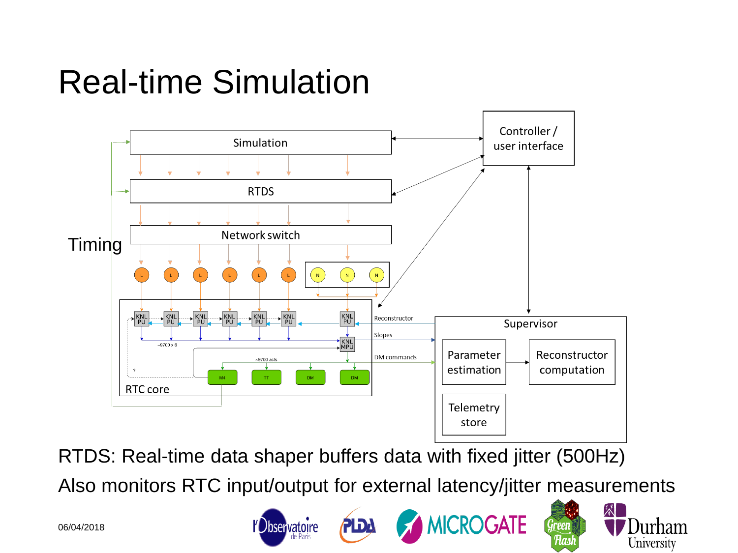# Real-time Simulation

RTDS: Real-time data shaper buffers data with fixed jitter (500Hz)

Also monitors RTC input/output for external latency/jitter measurements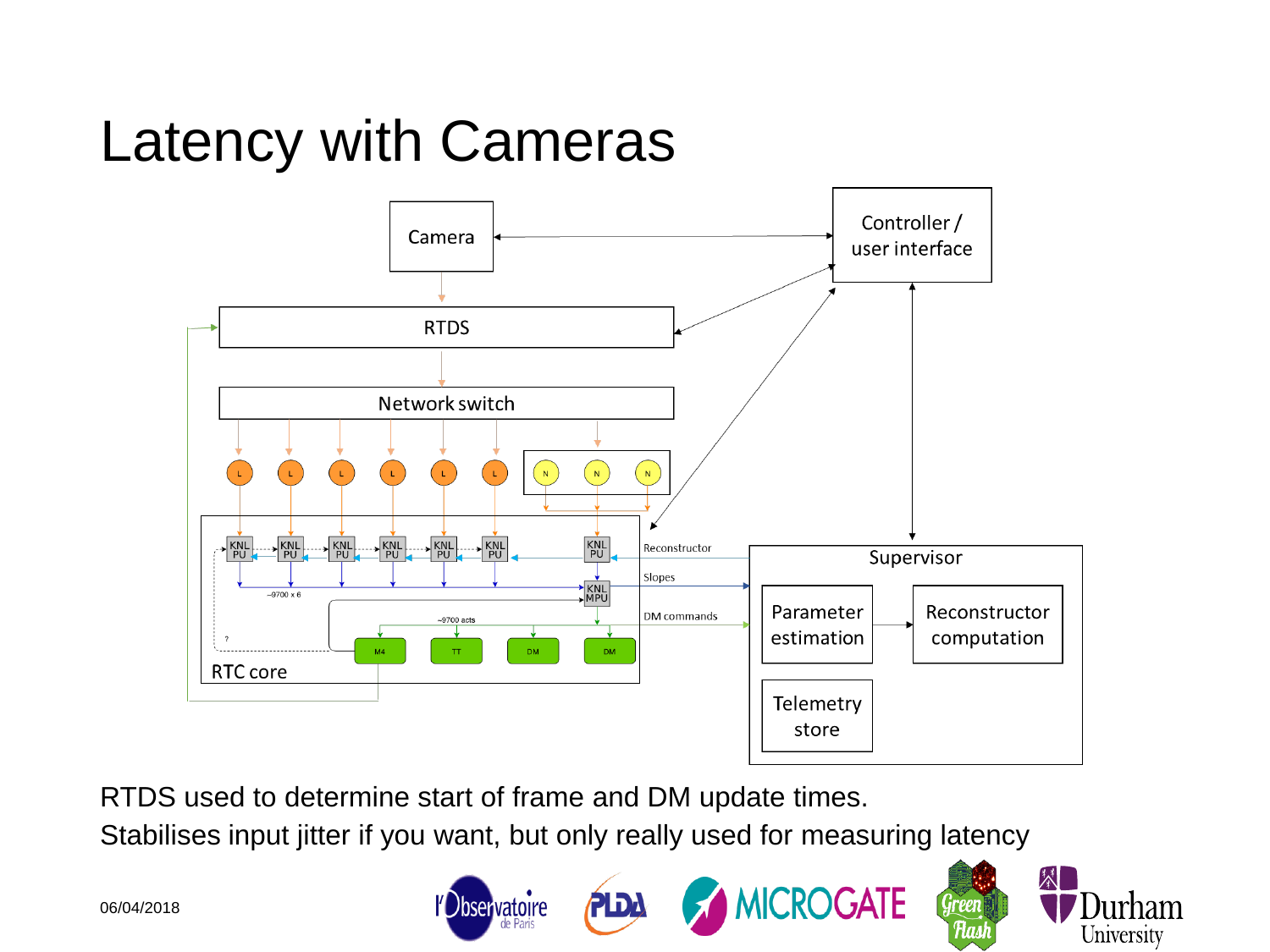# Latency with Cameras

RTDS used to determine start of frame and DM update times.

Stabilises input jitter if you want, but only really used for measuring latency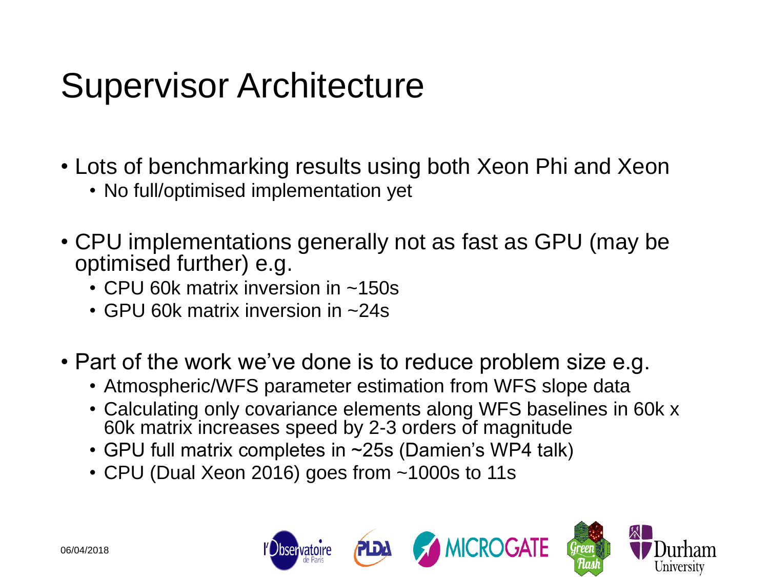# Supervisor Architecture

- Lots of benchmarking results using both Xeon Phi and Xeon
  - No full/optimised implementation yet
- CPU implementations generally not as fast as GPU (may be optimised further) e.g.
  - CPU 60k matrix inversion in ~150s
  - GPU 60k matrix inversion in ~24s
- Part of the work we've done is to reduce problem size e.g.
  - Atmospheric/WFS parameter estimation from WFS slope data
  - Calculating only covariance elements along WFS baselines in 60k x 60k matrix increases speed by 2-3 orders of magnitude
  - GPU full matrix completes in ~25s (Damien's WP4 talk)
  - CPU (Dual Xeon 2016) goes from ~1000s to 11s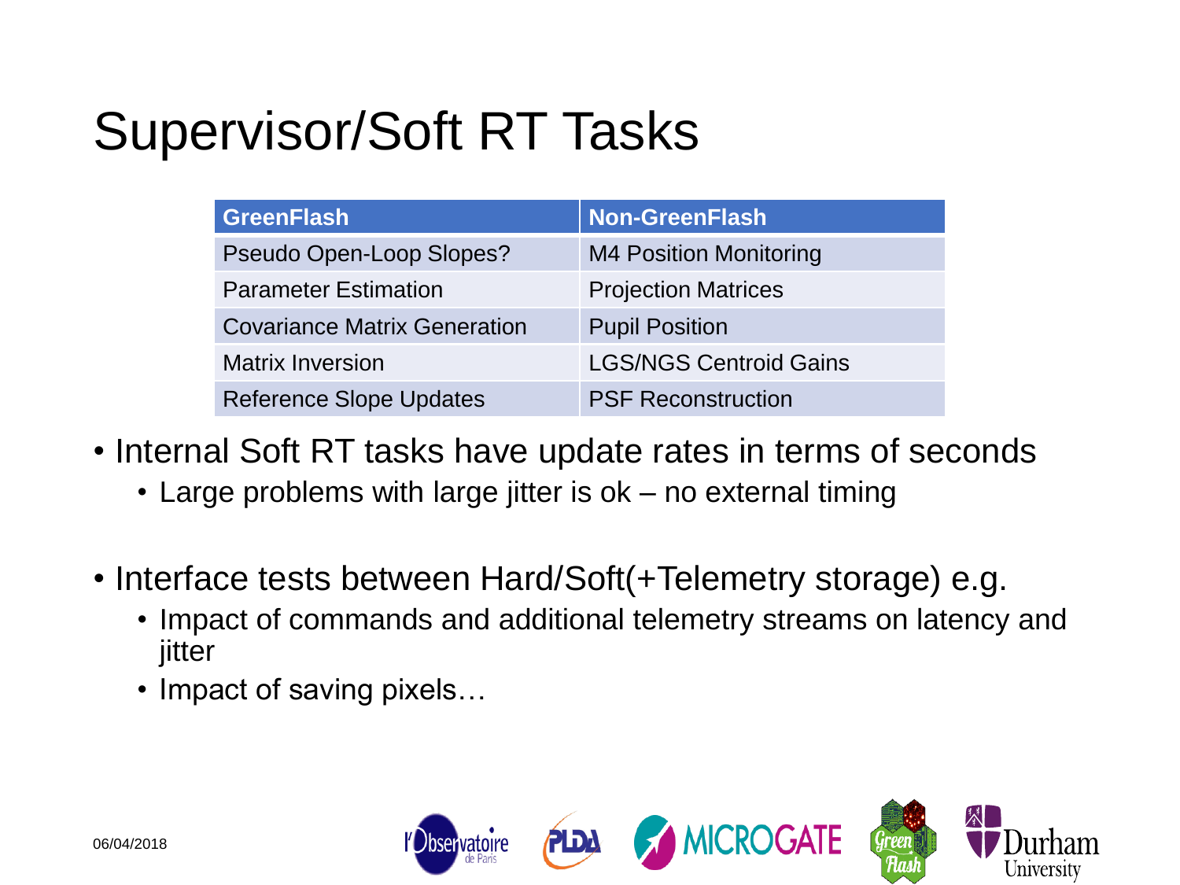# Supervisor/Soft RT Tasks

| GreenFlash | Non-GreenFlash |
|---|---|
| Pseudo Open-Loop Slopes? | M4 Position Monitoring |
| Parameter Estimation | Projection Matrices |
| Covariance Matrix Generation | Pupil Position |
| Matrix Inversion | LGS/NGS Centroid Gains |
| Reference Slope Updates | PSF Reconstruction |

- Internal Soft RT tasks have update rates in terms of seconds
  - Large problems with large jitter is ok – no external timing
- Interface tests between Hard/Soft(+Telemetry storage) e.g.
  - Impact of commands and additional telemetry streams on latency and jitter
  - Impact of saving pixels…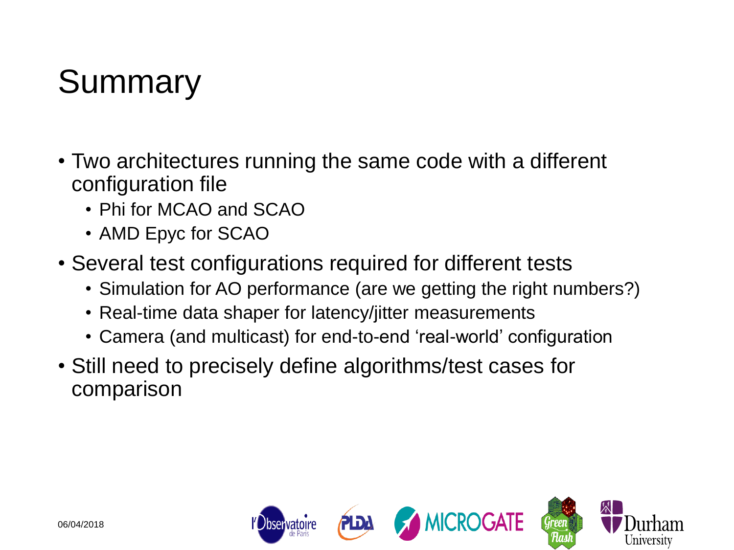# Summary

- Two architectures running the same code with a different configuration file
  - Phi for MCAO and SCAO
  - AMD Epyc for SCAO
- Several test configurations required for different tests
  - Simulation for AO performance (are we getting the right numbers?)
  - Real-time data shaper for latency/jitter measurements
  - Camera (and multicast) for end-to-end 'real-world' configuration
- Still need to precisely define algorithms/test cases for comparison